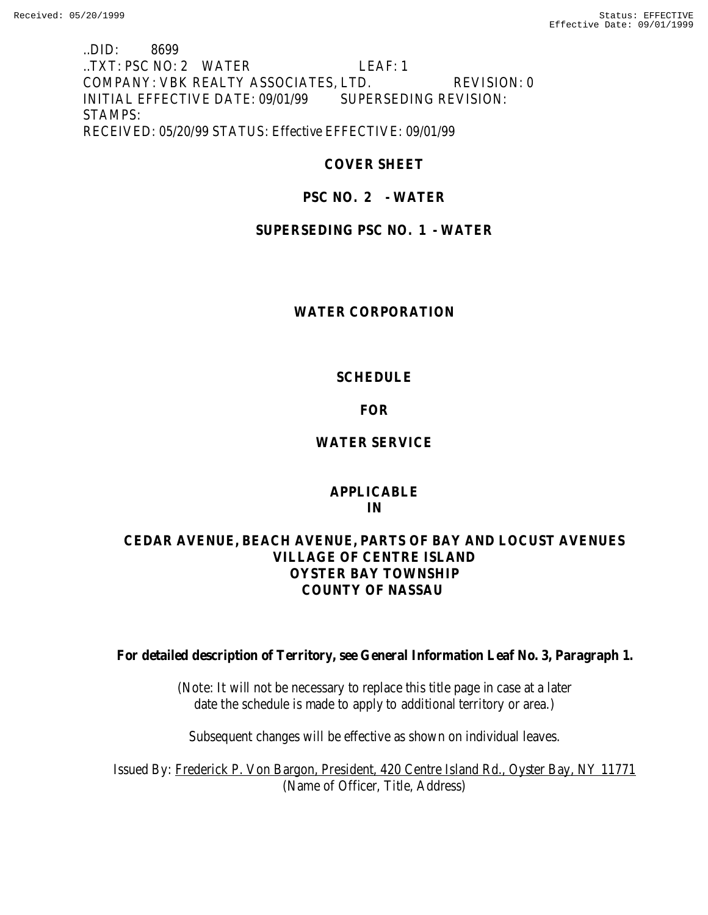..DID: 8699
..TXT: PSC NO: 2 WATER LEAF: 1
COMPANY: VBK REALTY ASSOCIATES, LTD. REVISION: 0
INITIAL EFFECTIVE DATE: 09/01/99 SUPERSEDING REVISION:
STAMPS:
RECEIVED: 05/20/99 STATUS: Effective EFFECTIVE: 09/01/99

**COVER SHEET**

**PSC NO. 2 - WATER**

**SUPERSEDING PSC NO. 1 - WATER**

**WATER CORPORATION**

**SCHEDULE**

**FOR**

**WATER SERVICE**

**APPLICABLE**
**IN**

**CEDAR AVENUE, BEACH AVENUE, PARTS OF BAY AND LOCUST AVENUES**
**VILLAGE OF CENTRE ISLAND**
**OYSTER BAY TOWNSHIP**
**COUNTY OF NASSAU**

**For detailed description of Territory, see General Information Leaf No. 3, Paragraph 1.**

(Note: It will not be necessary to replace this title page in case at a later date the schedule is made to apply to additional territory or area.)

Subsequent changes will be effective as shown on individual leaves.

Issued By: Frederick P. Von Bargon, President, 420 Centre Island Rd., Oyster Bay, NY 11771
(Name of Officer, Title, Address)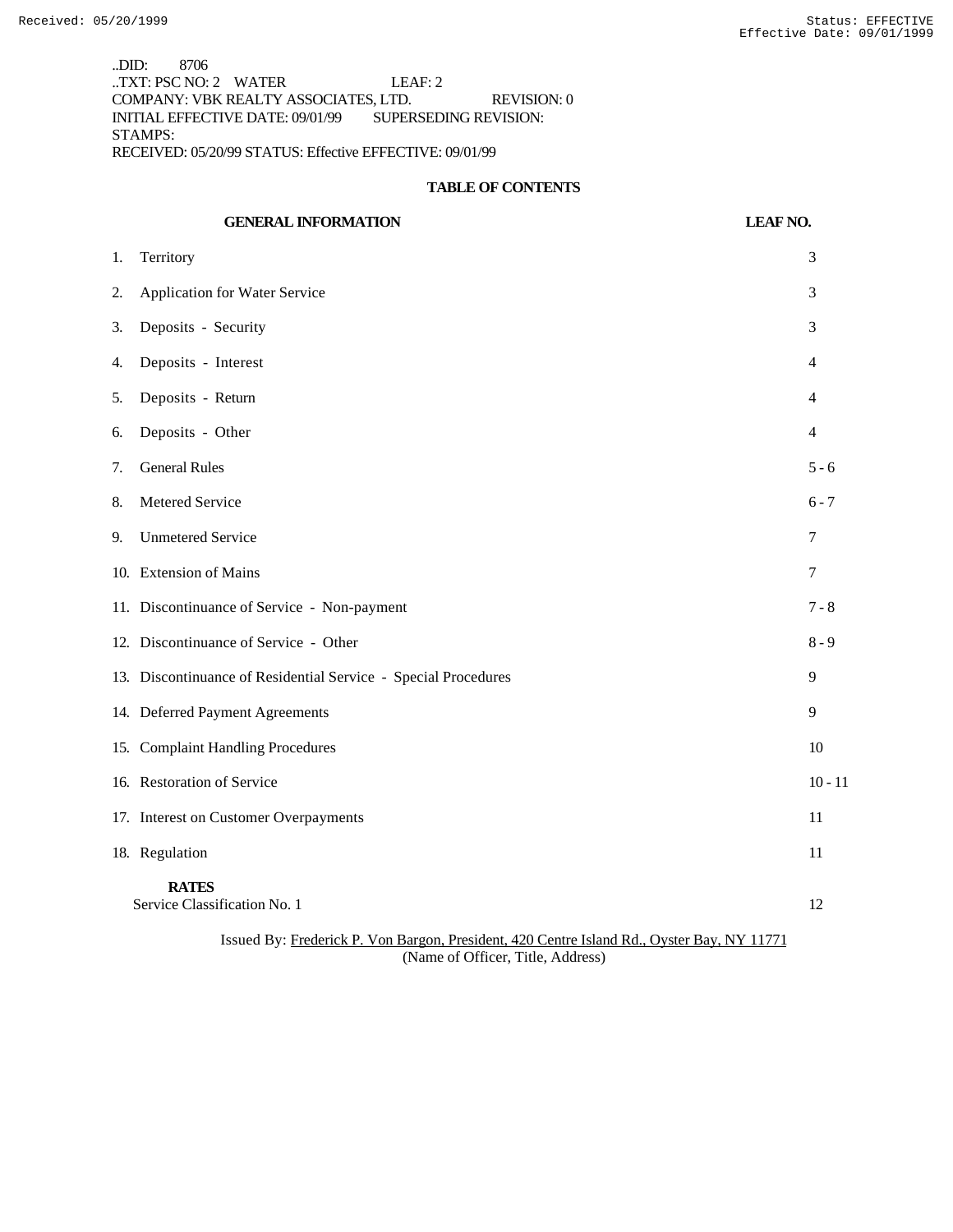..DID: 8706
..TXT: PSC NO: 2 WATER LEAF: 2
COMPANY: VBK REALTY ASSOCIATES, LTD. REVISION: 0
INITIAL EFFECTIVE DATE: 09/01/99 SUPERSEDING REVISION:
STAMPS:
RECEIVED: 05/20/99 STATUS: Effective EFFECTIVE: 09/01/99

## TABLE OF CONTENTS

| GENERAL INFORMATION | LEAF NO. |
|---|---|
| 1. Territory | 3 |
| 2. Application for Water Service | 3 |
| 3. Deposits - Security | 3 |
| 4. Deposits - Interest | 4 |
| 5. Deposits - Return | 4 |
| 6. Deposits - Other | 4 |
| 7. General Rules | 5 - 6 |
| 8. Metered Service | 6 - 7 |
| 9. Unmetered Service | 7 |
| 10. Extension of Mains | 7 |
| 11. Discontinuance of Service - Non-payment | 7 - 8 |
| 12. Discontinuance of Service - Other | 8 - 9 |
| 13. Discontinuance of Residential Service - Special Procedures | 9 |
| 14. Deferred Payment Agreements | 9 |
| 15. Complaint Handling Procedures | 10 |
| 16. Restoration of Service | 10 - 11 |
| 17. Interest on Customer Overpayments | 11 |
| 18. Regulation | 11 |
| **RATES** | |
| Service Classification No. 1 | 12 |

Issued By: Frederick P. Von Bargon, President, 420 Centre Island Rd., Oyster Bay, NY 11771
(Name of Officer, Title, Address)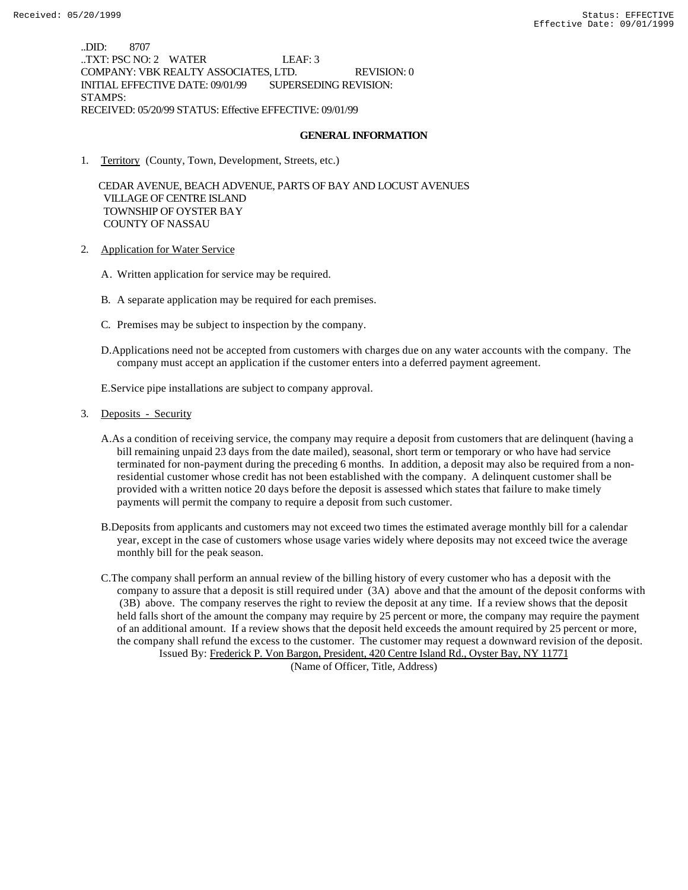..DID: 8707
..TXT: PSC NO: 2 WATER LEAF: 3
COMPANY: VBK REALTY ASSOCIATES, LTD. REVISION: 0
INITIAL EFFECTIVE DATE: 09/01/99 SUPERSEDING REVISION:
STAMPS:
RECEIVED: 05/20/99 STATUS: Effective EFFECTIVE: 09/01/99

## GENERAL INFORMATION

1. Territory (County, Town, Development, Streets, etc.)

   CEDAR AVENUE, BEACH ADVENUE, PARTS OF BAY AND LOCUST AVENUES
   VILLAGE OF CENTRE ISLAND
   TOWNSHIP OF OYSTER BAY
   COUNTY OF NASSAU

2. Application for Water Service

   A. Written application for service may be required.

   B. A separate application may be required for each premises.

   C. Premises may be subject to inspection by the company.

   D. Applications need not be accepted from customers with charges due on any water accounts with the company. The company must accept an application if the customer enters into a deferred payment agreement.

   E. Service pipe installations are subject to company approval.

3. Deposits - Security

   A. As a condition of receiving service, the company may require a deposit from customers that are delinquent (having a bill remaining unpaid 23 days from the date mailed), seasonal, short term or temporary or who have had service terminated for non-payment during the preceding 6 months. In addition, a deposit may also be required from a non-residential customer whose credit has not been established with the company. A delinquent customer shall be provided with a written notice 20 days before the deposit is assessed which states that failure to make timely payments will permit the company to require a deposit from such customer.

   B. Deposits from applicants and customers may not exceed two times the estimated average monthly bill for a calendar year, except in the case of customers whose usage varies widely where deposits may not exceed twice the average monthly bill for the peak season.

   C. The company shall perform an annual review of the billing history of every customer who has a deposit with the company to assure that a deposit is still required under (3A) above and that the amount of the deposit conforms with (3B) above. The company reserves the right to review the deposit at any time. If a review shows that the deposit held falls short of the amount the company may require by 25 percent or more, the company may require the payment of an additional amount. If a review shows that the deposit held exceeds the amount required by 25 percent or more, the company shall refund the excess to the customer. The customer may request a downward revision of the deposit.

Issued By: Frederick P. Von Bargon, President, 420 Centre Island Rd., Oyster Bay, NY 11771
(Name of Officer, Title, Address)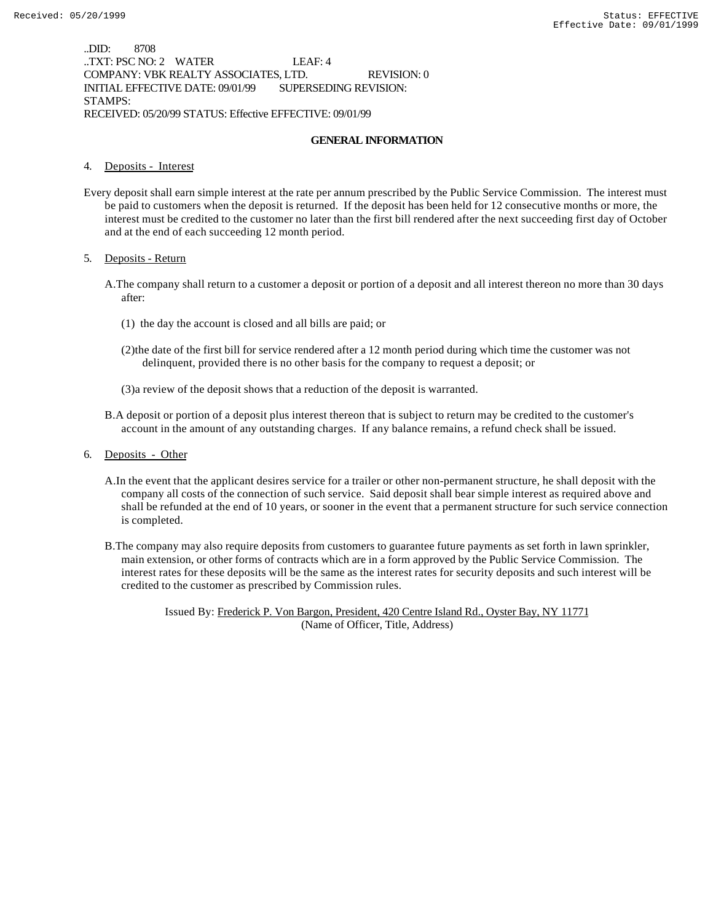..DID: 8708
..TXT: PSC NO: 2 WATER LEAF: 4
COMPANY: VBK REALTY ASSOCIATES, LTD. REVISION: 0
INITIAL EFFECTIVE DATE: 09/01/99 SUPERSEDING REVISION:
STAMPS:
RECEIVED: 05/20/99 STATUS: Effective EFFECTIVE: 09/01/99

## GENERAL INFORMATION

4. Deposits - Interest

Every deposit shall earn simple interest at the rate per annum prescribed by the Public Service Commission. The interest must be paid to customers when the deposit is returned. If the deposit has been held for 12 consecutive months or more, the interest must be credited to the customer no later than the first bill rendered after the next succeeding first day of October and at the end of each succeeding 12 month period.

5. Deposits - Return

A. The company shall return to a customer a deposit or portion of a deposit and all interest thereon no more than 30 days after:

(1) the day the account is closed and all bills are paid; or

(2) the date of the first bill for service rendered after a 12 month period during which time the customer was not delinquent, provided there is no other basis for the company to request a deposit; or

(3) a review of the deposit shows that a reduction of the deposit is warranted.

B. A deposit or portion of a deposit plus interest thereon that is subject to return may be credited to the customer's account in the amount of any outstanding charges. If any balance remains, a refund check shall be issued.

6. Deposits - Other

A. In the event that the applicant desires service for a trailer or other non-permanent structure, he shall deposit with the company all costs of the connection of such service. Said deposit shall bear simple interest as required above and shall be refunded at the end of 10 years, or sooner in the event that a permanent structure for such service connection is completed.

B. The company may also require deposits from customers to guarantee future payments as set forth in lawn sprinkler, main extension, or other forms of contracts which are in a form approved by the Public Service Commission. The interest rates for these deposits will be the same as the interest rates for security deposits and such interest will be credited to the customer as prescribed by Commission rules.

Issued By: Frederick P. Von Bargon, President, 420 Centre Island Rd., Oyster Bay, NY 11771
(Name of Officer, Title, Address)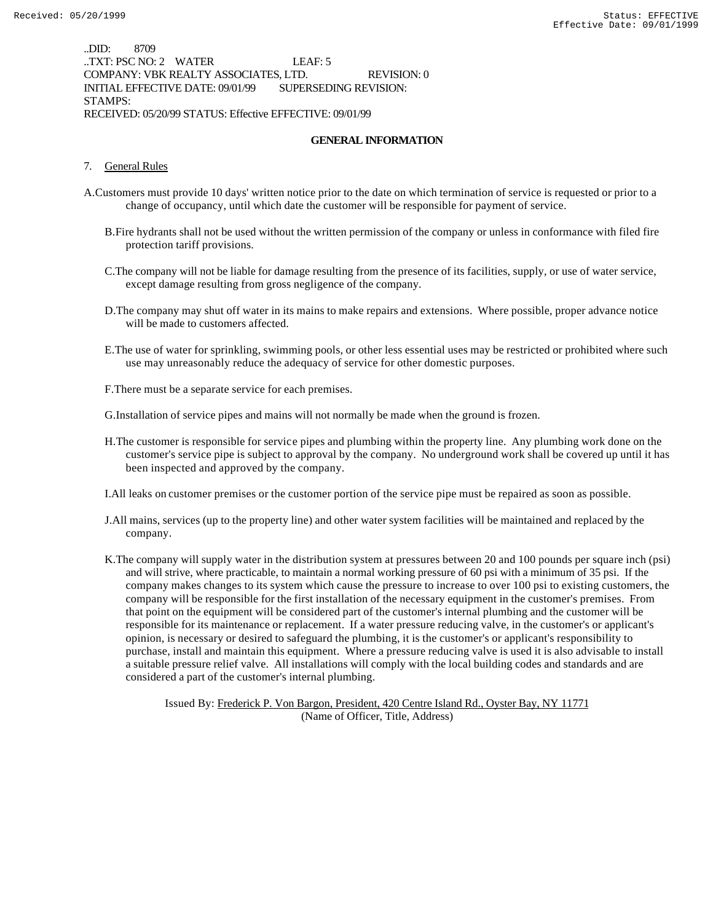..DID: 8709
..TXT: PSC NO: 2 WATER LEAF: 5
COMPANY: VBK REALTY ASSOCIATES, LTD. REVISION: 0
INITIAL EFFECTIVE DATE: 09/01/99 SUPERSEDING REVISION:
STAMPS:
RECEIVED: 05/20/99 STATUS: Effective EFFECTIVE: 09/01/99

## GENERAL INFORMATION

7. General Rules

A. Customers must provide 10 days' written notice prior to the date on which termination of service is requested or prior to a change of occupancy, until which date the customer will be responsible for payment of service.

B. Fire hydrants shall not be used without the written permission of the company or unless in conformance with filed fire protection tariff provisions.

C. The company will not be liable for damage resulting from the presence of its facilities, supply, or use of water service, except damage resulting from gross negligence of the company.

D. The company may shut off water in its mains to make repairs and extensions. Where possible, proper advance notice will be made to customers affected.

E. The use of water for sprinkling, swimming pools, or other less essential uses may be restricted or prohibited where such use may unreasonably reduce the adequacy of service for other domestic purposes.

F. There must be a separate service for each premises.

G. Installation of service pipes and mains will not normally be made when the ground is frozen.

H. The customer is responsible for service pipes and plumbing within the property line. Any plumbing work done on the customer's service pipe is subject to approval by the company. No underground work shall be covered up until it has been inspected and approved by the company.

I. All leaks on customer premises or the customer portion of the service pipe must be repaired as soon as possible.

J. All mains, services (up to the property line) and other water system facilities will be maintained and replaced by the company.

K. The company will supply water in the distribution system at pressures between 20 and 100 pounds per square inch (psi) and will strive, where practicable, to maintain a normal working pressure of 60 psi with a minimum of 35 psi. If the company makes changes to its system which cause the pressure to increase to over 100 psi to existing customers, the company will be responsible for the first installation of the necessary equipment in the customer's premises. From that point on the equipment will be considered part of the customer's internal plumbing and the customer will be responsible for its maintenance or replacement. If a water pressure reducing valve, in the customer's or applicant's opinion, is necessary or desired to safeguard the plumbing, it is the customer's or applicant's responsibility to purchase, install and maintain this equipment. Where a pressure reducing valve is used it is also advisable to install a suitable pressure relief valve. All installations will comply with the local building codes and standards and are considered a part of the customer's internal plumbing.

Issued By: Frederick P. Von Bargon, President, 420 Centre Island Rd., Oyster Bay, NY 11771
(Name of Officer, Title, Address)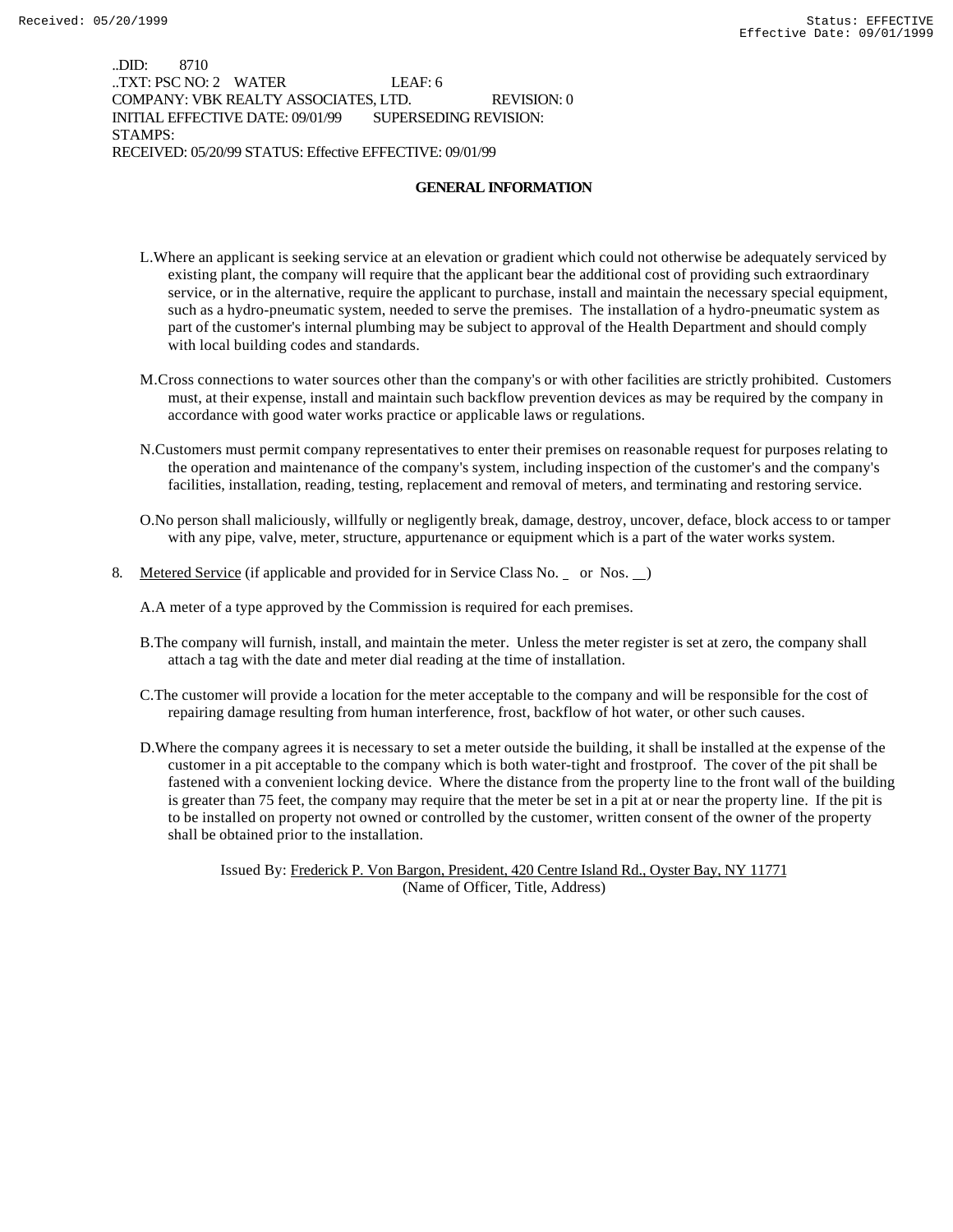..DID: 8710
..TXT: PSC NO: 2 WATER LEAF: 6
COMPANY: VBK REALTY ASSOCIATES, LTD. REVISION: 0
INITIAL EFFECTIVE DATE: 09/01/99 SUPERSEDING REVISION:
STAMPS:
RECEIVED: 05/20/99 STATUS: Effective EFFECTIVE: 09/01/99

## GENERAL INFORMATION

L. Where an applicant is seeking service at an elevation or gradient which could not otherwise be adequately serviced by existing plant, the company will require that the applicant bear the additional cost of providing such extraordinary service, or in the alternative, require the applicant to purchase, install and maintain the necessary special equipment, such as a hydro-pneumatic system, needed to serve the premises. The installation of a hydro-pneumatic system as part of the customer's internal plumbing may be subject to approval of the Health Department and should comply with local building codes and standards.

M. Cross connections to water sources other than the company's or with other facilities are strictly prohibited. Customers must, at their expense, install and maintain such backflow prevention devices as may be required by the company in accordance with good water works practice or applicable laws or regulations.

N. Customers must permit company representatives to enter their premises on reasonable request for purposes relating to the operation and maintenance of the company's system, including inspection of the customer's and the company's facilities, installation, reading, testing, replacement and removal of meters, and terminating and restoring service.

O. No person shall maliciously, willfully or negligently break, damage, destroy, uncover, deface, block access to or tamper with any pipe, valve, meter, structure, appurtenance or equipment which is a part of the water works system.

8. Metered Service (if applicable and provided for in Service Class No. _ or Nos. __)

A. A meter of a type approved by the Commission is required for each premises.

B. The company will furnish, install, and maintain the meter. Unless the meter register is set at zero, the company shall attach a tag with the date and meter dial reading at the time of installation.

C. The customer will provide a location for the meter acceptable to the company and will be responsible for the cost of repairing damage resulting from human interference, frost, backflow of hot water, or other such causes.

D. Where the company agrees it is necessary to set a meter outside the building, it shall be installed at the expense of the customer in a pit acceptable to the company which is both water-tight and frostproof. The cover of the pit shall be fastened with a convenient locking device. Where the distance from the property line to the front wall of the building is greater than 75 feet, the company may require that the meter be set in a pit at or near the property line. If the pit is to be installed on property not owned or controlled by the customer, written consent of the owner of the property shall be obtained prior to the installation.

Issued By: Frederick P. Von Bargon, President, 420 Centre Island Rd., Oyster Bay, NY 11771
(Name of Officer, Title, Address)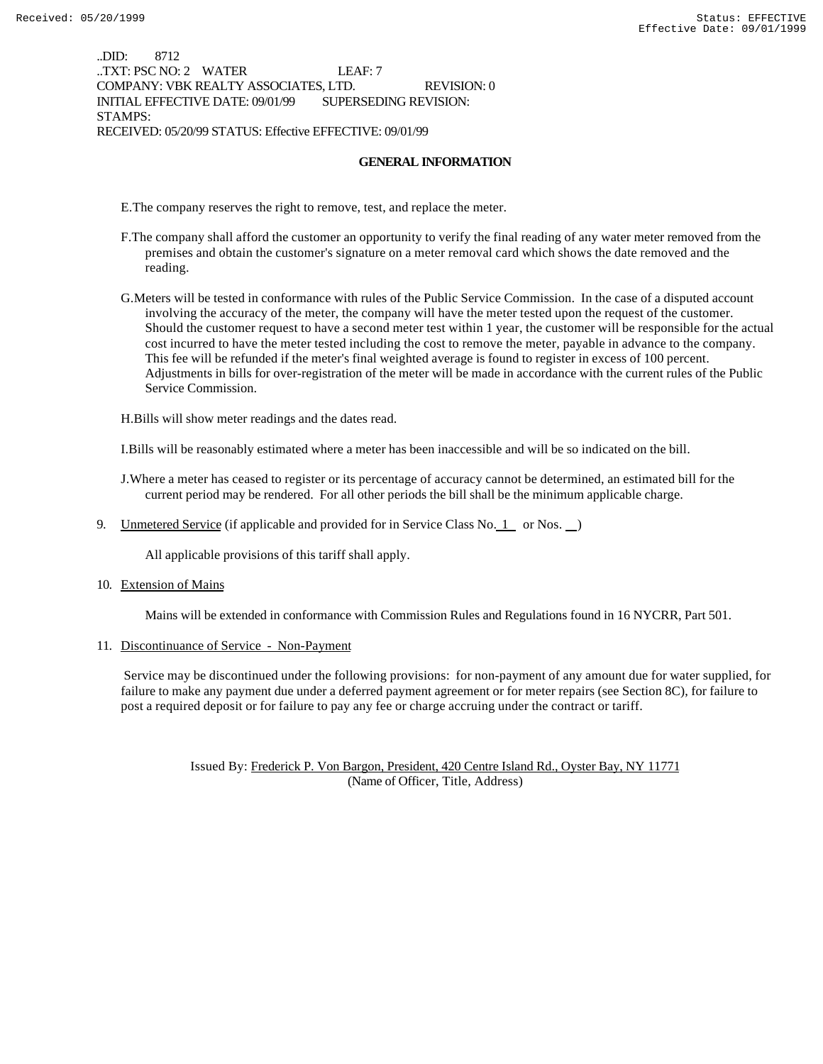..DID: 8712
..TXT: PSC NO: 2 WATER LEAF: 7
COMPANY: VBK REALTY ASSOCIATES, LTD. REVISION: 0
INITIAL EFFECTIVE DATE: 09/01/99 SUPERSEDING REVISION:
STAMPS:
RECEIVED: 05/20/99 STATUS: Effective EFFECTIVE: 09/01/99

## GENERAL INFORMATION

E. The company reserves the right to remove, test, and replace the meter.

F. The company shall afford the customer an opportunity to verify the final reading of any water meter removed from the premises and obtain the customer's signature on a meter removal card which shows the date removed and the reading.

G. Meters will be tested in conformance with rules of the Public Service Commission. In the case of a disputed account involving the accuracy of the meter, the company will have the meter tested upon the request of the customer. Should the customer request to have a second meter test within 1 year, the customer will be responsible for the actual cost incurred to have the meter tested including the cost to remove the meter, payable in advance to the company. This fee will be refunded if the meter's final weighted average is found to register in excess of 100 percent. Adjustments in bills for over-registration of the meter will be made in accordance with the current rules of the Public Service Commission.

H. Bills will show meter readings and the dates read.

I. Bills will be reasonably estimated where a meter has been inaccessible and will be so indicated on the bill.

J. Where a meter has ceased to register or its percentage of accuracy cannot be determined, an estimated bill for the current period may be rendered. For all other periods the bill shall be the minimum applicable charge.

9. Unmetered Service (if applicable and provided for in Service Class No. 1 or Nos. __ )

   All applicable provisions of this tariff shall apply.

10. Extension of Mains

    Mains will be extended in conformance with Commission Rules and Regulations found in 16 NYCRR, Part 501.

11. Discontinuance of Service - Non-Payment

    Service may be discontinued under the following provisions: for non-payment of any amount due for water supplied, for failure to make any payment due under a deferred payment agreement or for meter repairs (see Section 8C), for failure to post a required deposit or for failure to pay any fee or charge accruing under the contract or tariff.

Issued By: Frederick P. Von Bargon, President, 420 Centre Island Rd., Oyster Bay, NY 11771
(Name of Officer, Title, Address)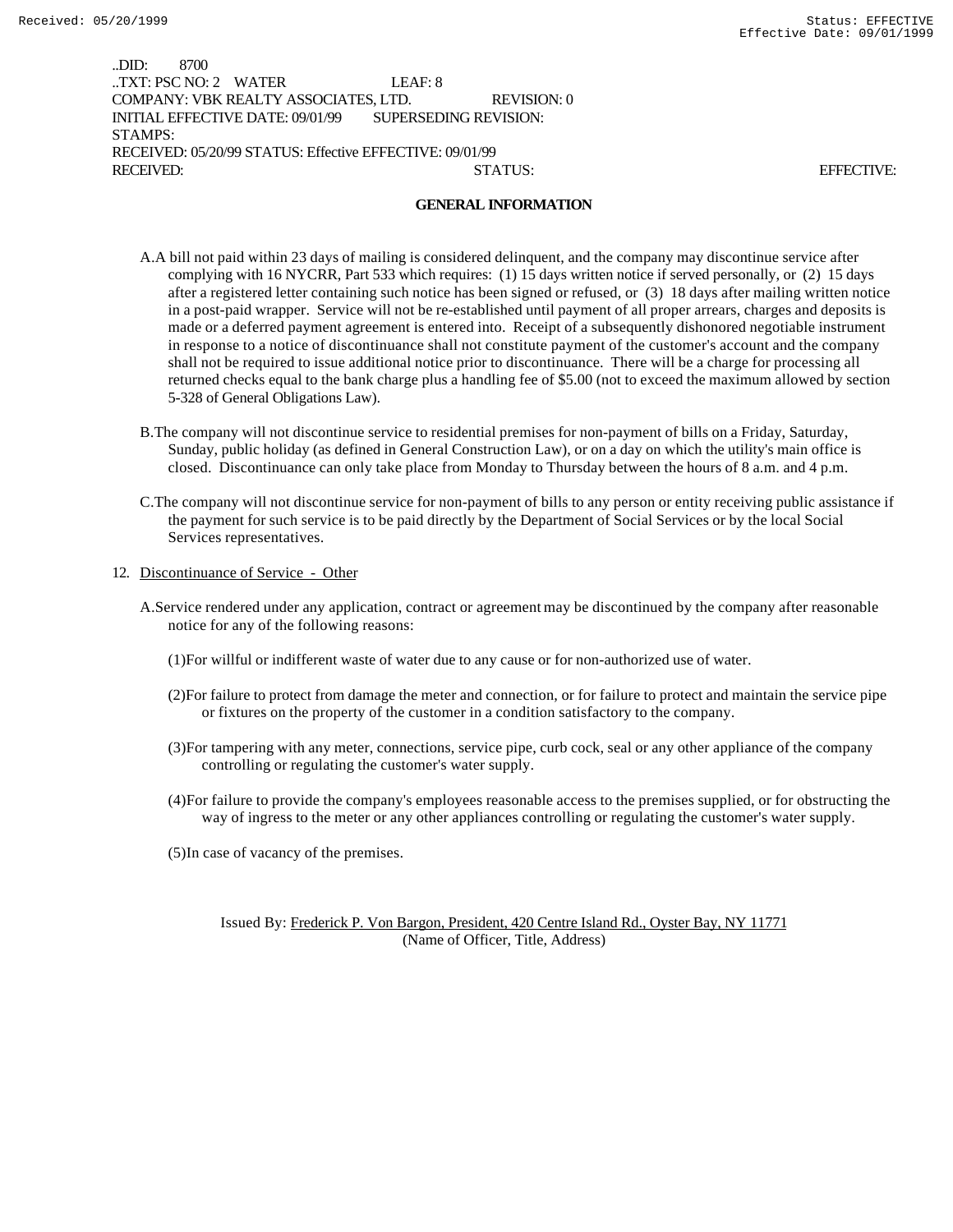..DID: 8700
..TXT: PSC NO: 2 WATER LEAF: 8
COMPANY: VBK REALTY ASSOCIATES, LTD. REVISION: 0
INITIAL EFFECTIVE DATE: 09/01/99 SUPERSEDING REVISION:
STAMPS:
RECEIVED: 05/20/99 STATUS: Effective EFFECTIVE: 09/01/99
RECEIVED: STATUS: EFFECTIVE:

## GENERAL INFORMATION

A. A bill not paid within 23 days of mailing is considered delinquent, and the company may discontinue service after complying with 16 NYCRR, Part 533 which requires: (1) 15 days written notice if served personally, or (2) 15 days after a registered letter containing such notice has been signed or refused, or (3) 18 days after mailing written notice in a post-paid wrapper. Service will not be re-established until payment of all proper arrears, charges and deposits is made or a deferred payment agreement is entered into. Receipt of a subsequently dishonored negotiable instrument in response to a notice of discontinuance shall not constitute payment of the customer's account and the company shall not be required to issue additional notice prior to discontinuance. There will be a charge for processing all returned checks equal to the bank charge plus a handling fee of $5.00 (not to exceed the maximum allowed by section 5-328 of General Obligations Law).

B. The company will not discontinue service to residential premises for non-payment of bills on a Friday, Saturday, Sunday, public holiday (as defined in General Construction Law), or on a day on which the utility's main office is closed. Discontinuance can only take place from Monday to Thursday between the hours of 8 a.m. and 4 p.m.

C. The company will not discontinue service for non-payment of bills to any person or entity receiving public assistance if the payment for such service is to be paid directly by the Department of Social Services or by the local Social Services representatives.

12. Discontinuance of Service - Other

A. Service rendered under any application, contract or agreement may be discontinued by the company after reasonable notice for any of the following reasons:

(1) For willful or indifferent waste of water due to any cause or for non-authorized use of water.

(2) For failure to protect from damage the meter and connection, or for failure to protect and maintain the service pipe or fixtures on the property of the customer in a condition satisfactory to the company.

(3) For tampering with any meter, connections, service pipe, curb cock, seal or any other appliance of the company controlling or regulating the customer's water supply.

(4) For failure to provide the company's employees reasonable access to the premises supplied, or for obstructing the way of ingress to the meter or any other appliances controlling or regulating the customer's water supply.

(5) In case of vacancy of the premises.

Issued By: Frederick P. Von Bargon, President, 420 Centre Island Rd., Oyster Bay, NY 11771
(Name of Officer, Title, Address)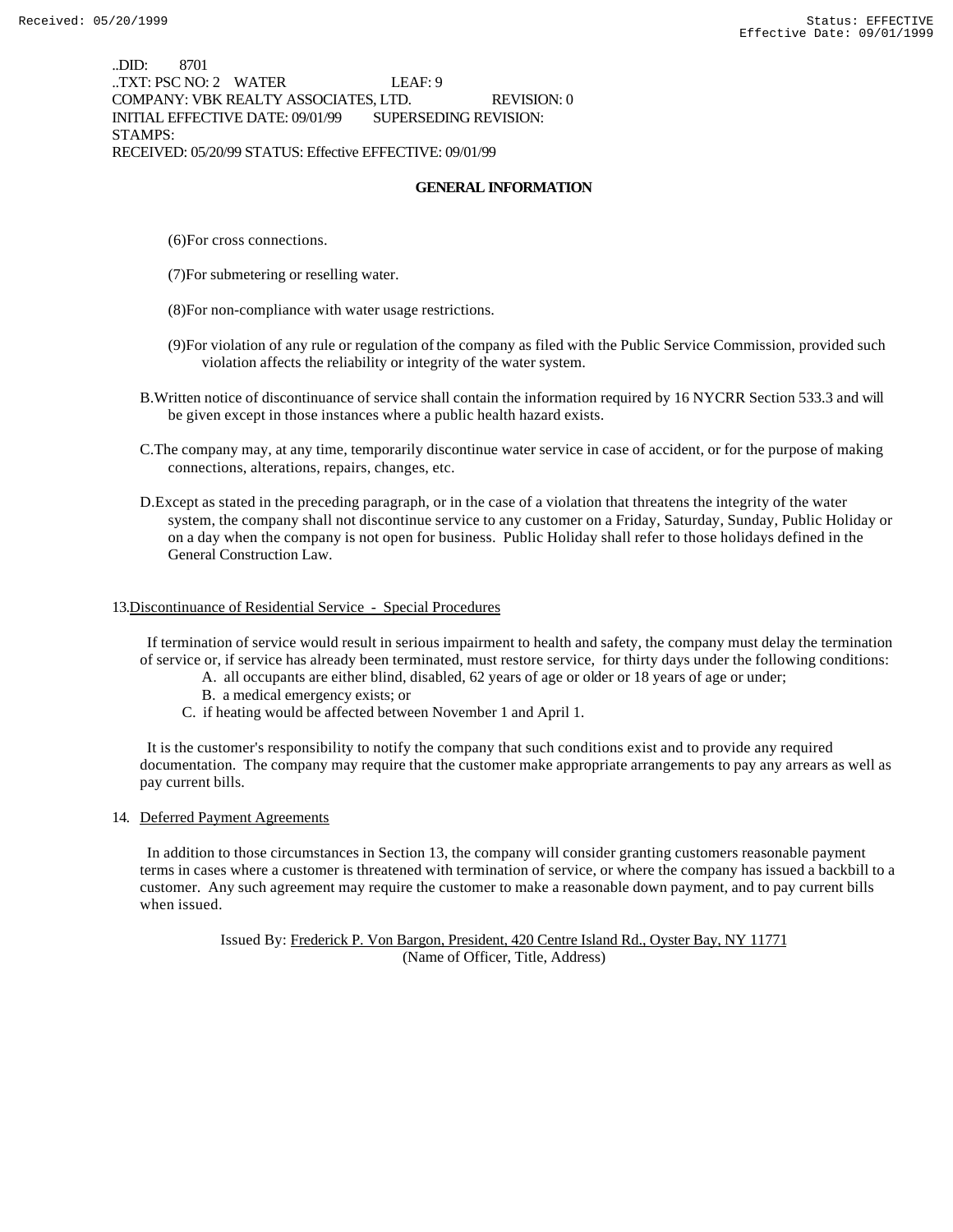..DID: 8701
..TXT: PSC NO: 2 WATER LEAF: 9
COMPANY: VBK REALTY ASSOCIATES, LTD. REVISION: 0
INITIAL EFFECTIVE DATE: 09/01/99 SUPERSEDING REVISION:
STAMPS:
RECEIVED: 05/20/99 STATUS: Effective EFFECTIVE: 09/01/99

## GENERAL INFORMATION

(6) For cross connections.

(7) For submetering or reselling water.

(8) For non-compliance with water usage restrictions.

(9) For violation of any rule or regulation of the company as filed with the Public Service Commission, provided such violation affects the reliability or integrity of the water system.

B. Written notice of discontinuance of service shall contain the information required by 16 NYCRR Section 533.3 and will be given except in those instances where a public health hazard exists.

C. The company may, at any time, temporarily discontinue water service in case of accident, or for the purpose of making connections, alterations, repairs, changes, etc.

D. Except as stated in the preceding paragraph, or in the case of a violation that threatens the integrity of the water system, the company shall not discontinue service to any customer on a Friday, Saturday, Sunday, Public Holiday or on a day when the company is not open for business. Public Holiday shall refer to those holidays defined in the General Construction Law.

13. Discontinuance of Residential Service - Special Procedures

If termination of service would result in serious impairment to health and safety, the company must delay the termination of service or, if service has already been terminated, must restore service, for thirty days under the following conditions:

A. all occupants are either blind, disabled, 62 years of age or older or 18 years of age or under;
B. a medical emergency exists; or
C. if heating would be affected between November 1 and April 1.

It is the customer's responsibility to notify the company that such conditions exist and to provide any required documentation. The company may require that the customer make appropriate arrangements to pay any arrears as well as pay current bills.

14. Deferred Payment Agreements

In addition to those circumstances in Section 13, the company will consider granting customers reasonable payment terms in cases where a customer is threatened with termination of service, or where the company has issued a backbill to a customer. Any such agreement may require the customer to make a reasonable down payment, and to pay current bills when issued.

Issued By: Frederick P. Von Bargon, President, 420 Centre Island Rd., Oyster Bay, NY 11771
(Name of Officer, Title, Address)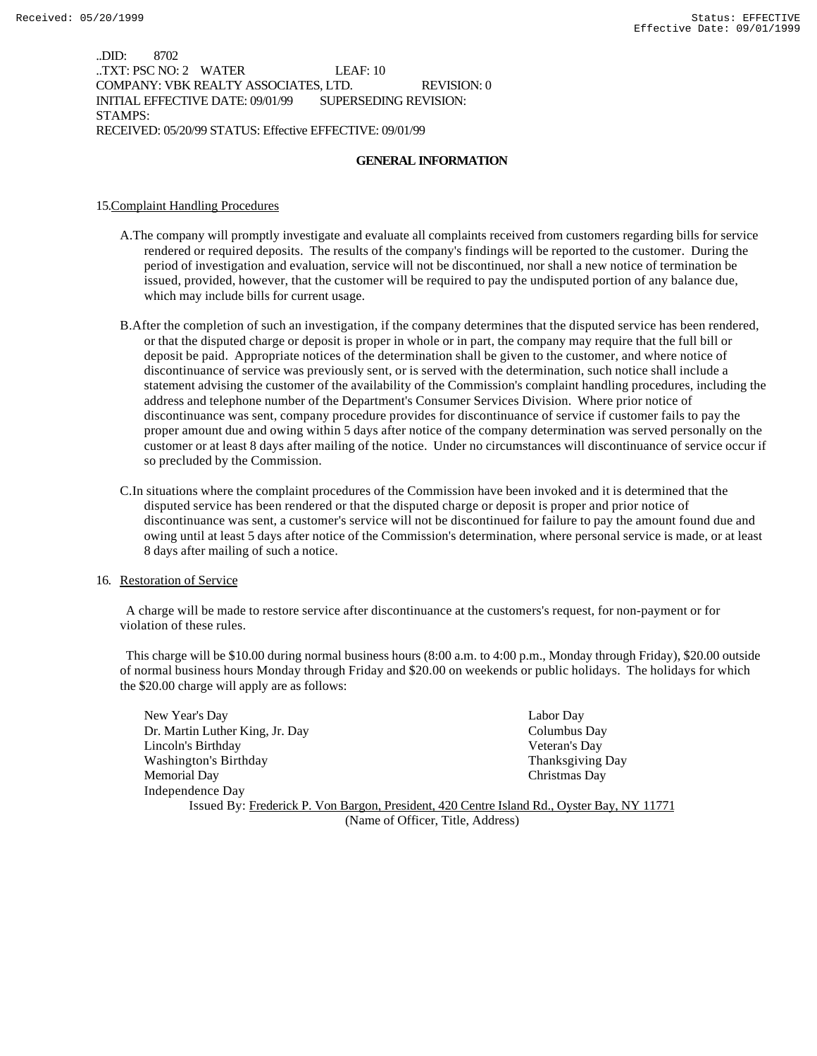..DID: 8702
..TXT: PSC NO: 2 WATER LEAF: 10
COMPANY: VBK REALTY ASSOCIATES, LTD. REVISION: 0
INITIAL EFFECTIVE DATE: 09/01/99 SUPERSEDING REVISION:
STAMPS:
RECEIVED: 05/20/99 STATUS: Effective EFFECTIVE: 09/01/99

## GENERAL INFORMATION

15. Complaint Handling Procedures

A. The company will promptly investigate and evaluate all complaints received from customers regarding bills for service rendered or required deposits. The results of the company's findings will be reported to the customer. During the period of investigation and evaluation, service will not be discontinued, nor shall a new notice of termination be issued, provided, however, that the customer will be required to pay the undisputed portion of any balance due, which may include bills for current usage.

B. After the completion of such an investigation, if the company determines that the disputed service has been rendered, or that the disputed charge or deposit is proper in whole or in part, the company may require that the full bill or deposit be paid. Appropriate notices of the determination shall be given to the customer, and where notice of discontinuance of service was previously sent, or is served with the determination, such notice shall include a statement advising the customer of the availability of the Commission's complaint handling procedures, including the address and telephone number of the Department's Consumer Services Division. Where prior notice of discontinuance was sent, company procedure provides for discontinuance of service if customer fails to pay the proper amount due and owing within 5 days after notice of the company determination was served personally on the customer or at least 8 days after mailing of the notice. Under no circumstances will discontinuance of service occur if so precluded by the Commission.

C. In situations where the complaint procedures of the Commission have been invoked and it is determined that the disputed service has been rendered or that the disputed charge or deposit is proper and prior notice of discontinuance was sent, a customer's service will not be discontinued for failure to pay the amount found due and owing until at least 5 days after notice of the Commission's determination, where personal service is made, or at least 8 days after mailing of such a notice.

16. Restoration of Service

A charge will be made to restore service after discontinuance at the customers's request, for non-payment or for violation of these rules.

This charge will be $10.00 during normal business hours (8:00 a.m. to 4:00 p.m., Monday through Friday), $20.00 outside of normal business hours Monday through Friday and $20.00 on weekends or public holidays. The holidays for which the $20.00 charge will apply are as follows:

- New Year's Day
- Dr. Martin Luther King, Jr. Day
- Lincoln's Birthday
- Washington's Birthday
- Memorial Day
- Independence Day
- Labor Day
- Columbus Day
- Veteran's Day
- Thanksgiving Day
- Christmas Day

Issued By: Frederick P. Von Bargon, President, 420 Centre Island Rd., Oyster Bay, NY 11771
(Name of Officer, Title, Address)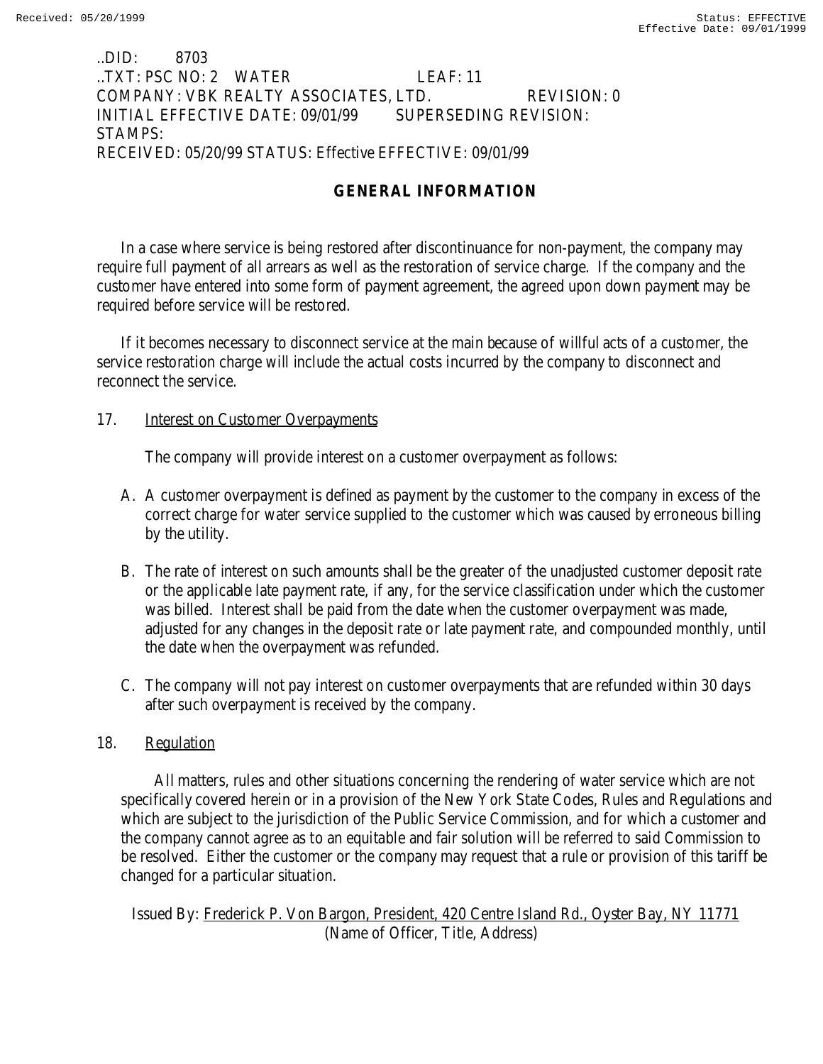..DID: 8703
..TXT: PSC NO: 2 WATER LEAF: 11
COMPANY: VBK REALTY ASSOCIATES, LTD. REVISION: 0
INITIAL EFFECTIVE DATE: 09/01/99 SUPERSEDING REVISION:
STAMPS:
RECEIVED: 05/20/99 STATUS: Effective EFFECTIVE: 09/01/99

## GENERAL INFORMATION

In a case where service is being restored after discontinuance for non-payment, the company may require full payment of all arrears as well as the restoration of service charge. If the company and the customer have entered into some form of payment agreement, the agreed upon down payment may be required before service will be restored.

If it becomes necessary to disconnect service at the main because of willful acts of a customer, the service restoration charge will include the actual costs incurred by the company to disconnect and reconnect the service.

17. Interest on Customer Overpayments

The company will provide interest on a customer overpayment as follows:

A. A customer overpayment is defined as payment by the customer to the company in excess of the correct charge for water service supplied to the customer which was caused by erroneous billing by the utility.

B. The rate of interest on such amounts shall be the greater of the unadjusted customer deposit rate or the applicable late payment rate, if any, for the service classification under which the customer was billed. Interest shall be paid from the date when the customer overpayment was made, adjusted for any changes in the deposit rate or late payment rate, and compounded monthly, until the date when the overpayment was refunded.

C. The company will not pay interest on customer overpayments that are refunded within 30 days after such overpayment is received by the company.

18. Regulation

All matters, rules and other situations concerning the rendering of water service which are not specifically covered herein or in a provision of the New York State Codes, Rules and Regulations and which are subject to the jurisdiction of the Public Service Commission, and for which a customer and the company cannot agree as to an equitable and fair solution will be referred to said Commission to be resolved. Either the customer or the company may request that a rule or provision of this tariff be changed for a particular situation.

Issued By: Frederick P. Von Bargon, President, 420 Centre Island Rd., Oyster Bay, NY 11771
(Name of Officer, Title, Address)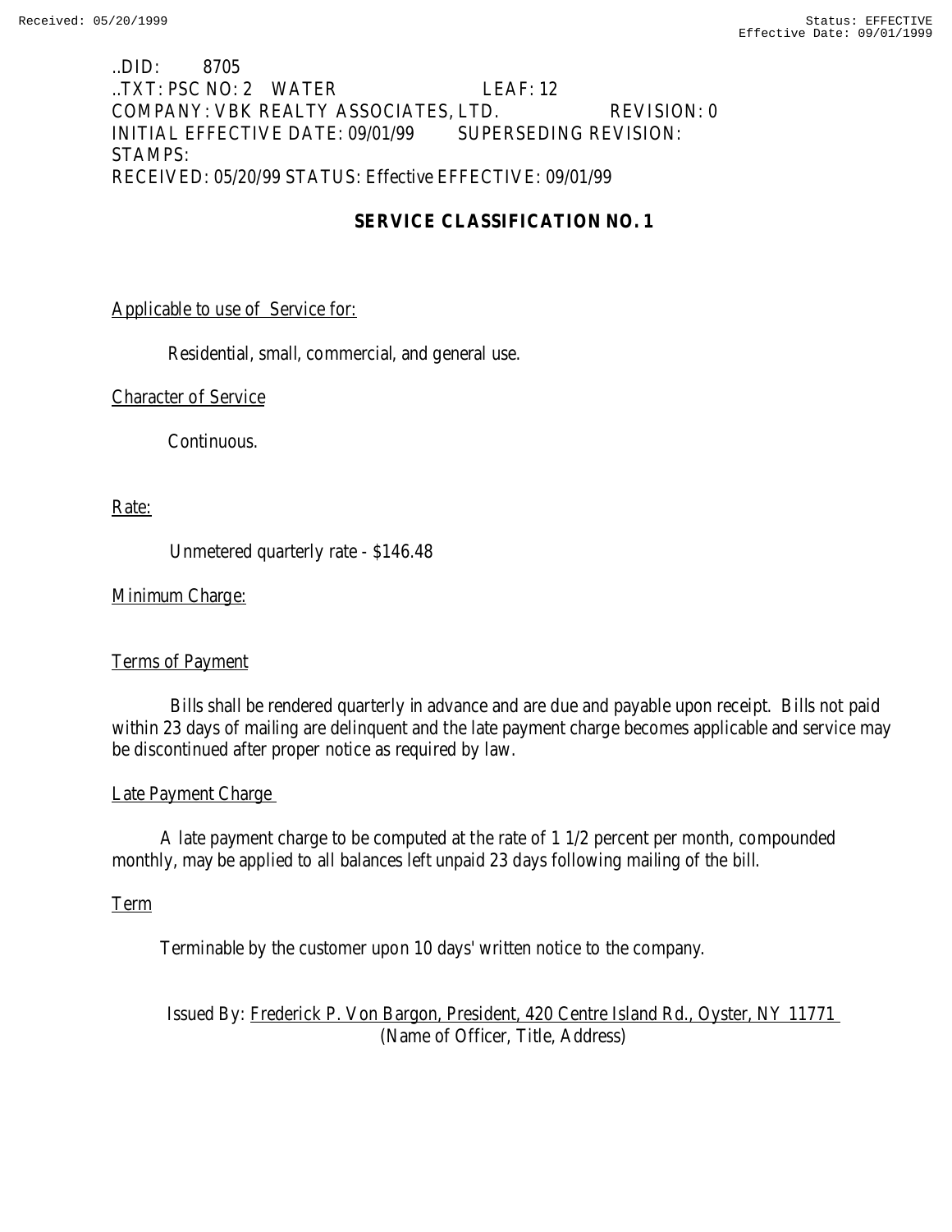..DID: 8705
..TXT: PSC NO: 2 WATER LEAF: 12
COMPANY: VBK REALTY ASSOCIATES, LTD. REVISION: 0
INITIAL EFFECTIVE DATE: 09/01/99 SUPERSEDING REVISION:
STAMPS:
RECEIVED: 05/20/99 STATUS: Effective EFFECTIVE: 09/01/99

## SERVICE CLASSIFICATION NO. 1

Applicable to use of Service for:

Residential, small, commercial, and general use.

Character of Service

Continuous.

Rate:

Unmetered quarterly rate - $146.48

Minimum Charge:

Terms of Payment

Bills shall be rendered quarterly in advance and are due and payable upon receipt. Bills not paid within 23 days of mailing are delinquent and the late payment charge becomes applicable and service may be discontinued after proper notice as required by law.

Late Payment Charge

A late payment charge to be computed at the rate of 1 1/2 percent per month, compounded monthly, may be applied to all balances left unpaid 23 days following mailing of the bill.

Term

Terminable by the customer upon 10 days' written notice to the company.

Issued By: Frederick P. Von Bargon, President, 420 Centre Island Rd., Oyster, NY 11771
(Name of Officer, Title, Address)